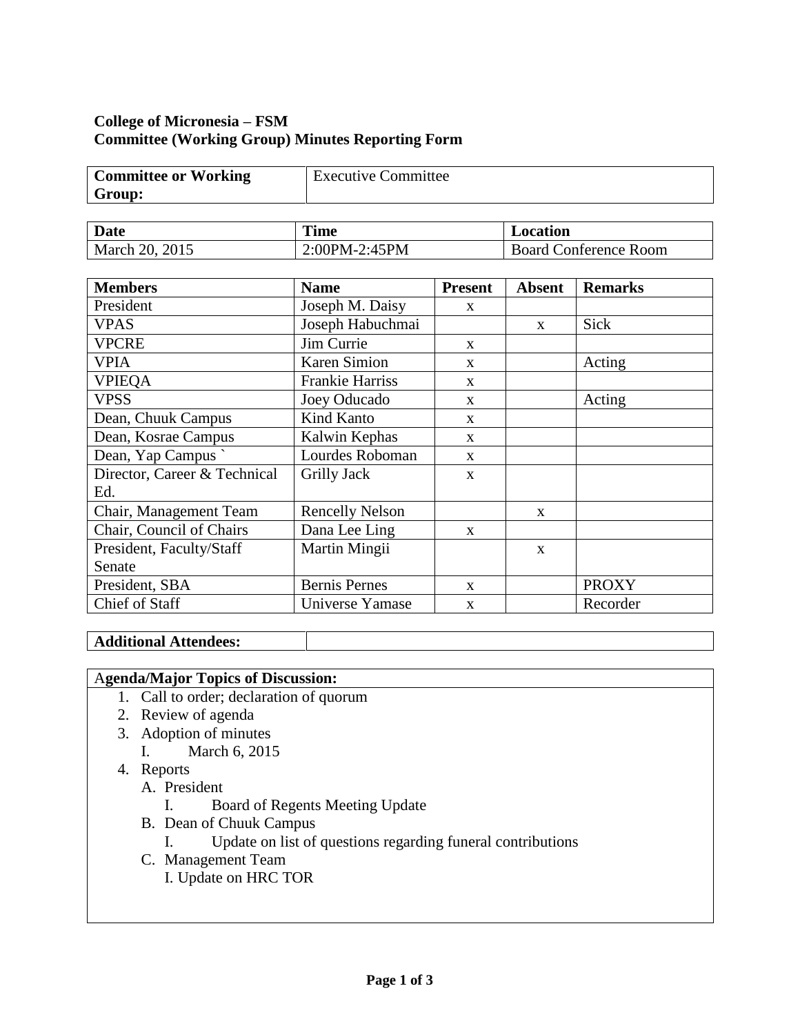**College of Micronesia – FSM**
**Committee (Working Group) Minutes Reporting Form**

| **Committee or Working Group:** | Executive Committee |
|---|---|

| **Date** | **Time** | **Location** |
|---|---|---|
| March 20, 2015 | 2:00PM-2:45PM | Board Conference Room |

| **Members** | **Name** | **Present** | **Absent** | **Remarks** |
|---|---|---|---|---|
| President | Joseph M. Daisy | x | | |
| VPAS | Joseph Habuchmai | | x | Sick |
| VPCRE | Jim Currie | x | | |
| VPIA | Karen Simion | x | | Acting |
| VPIEQA | Frankie Harriss | x | | |
| VPSS | Joey Oducado | x | | Acting |
| Dean, Chuuk Campus | Kind Kanto | x | | |
| Dean, Kosrae Campus | Kalwin Kephas | x | | |
| Dean, Yap Campus ` | Lourdes Roboman | x | | |
| Director, Career & Technical Ed. | Grilly Jack | x | | |
| Chair, Management Team | Rencelly Nelson | | x | |
| Chair, Council of Chairs | Dana Lee Ling | x | | |
| President, Faculty/Staff Senate | Martin Mingii | | x | |
| President, SBA | Bernis Pernes | x | | PROXY |
| Chief of Staff | Universe Yamase | x | | Recorder |

| **Additional Attendees:** | |
|---|---|

**Agenda/Major Topics of Discussion:**

1. Call to order; declaration of quorum
2. Review of agenda
3. Adoption of minutes
   I. March 6, 2015
4. Reports
   A. President
      I. Board of Regents Meeting Update
   B. Dean of Chuuk Campus
      I. Update on list of questions regarding funeral contributions
   C. Management Team
      I. Update on HRC TOR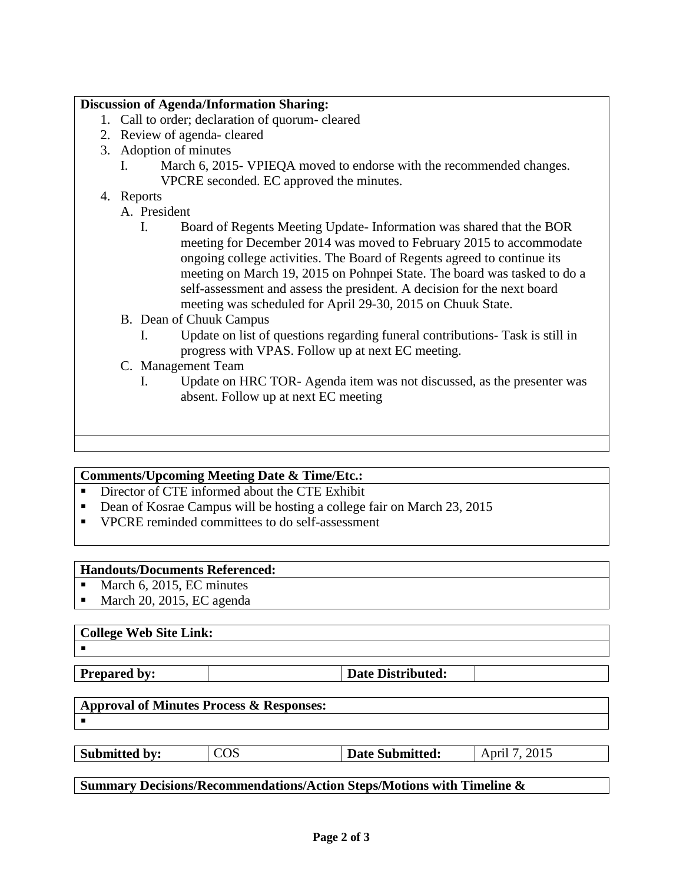**Discussion of Agenda/Information Sharing:**

1. Call to order; declaration of quorum- cleared
2. Review of agenda- cleared
3. Adoption of minutes
   I. March 6, 2015- VPIEQA moved to endorse with the recommended changes. VPCRE seconded. EC approved the minutes.
4. Reports
   A. President
      I. Board of Regents Meeting Update- Information was shared that the BOR meeting for December 2014 was moved to February 2015 to accommodate ongoing college activities. The Board of Regents agreed to continue its meeting on March 19, 2015 on Pohnpei State. The board was tasked to do a self-assessment and assess the president. A decision for the next board meeting was scheduled for April 29-30, 2015 on Chuuk State.
   B. Dean of Chuuk Campus
      I. Update on list of questions regarding funeral contributions- Task is still in progress with VPAS. Follow up at next EC meeting.
   C. Management Team
      I. Update on HRC TOR- Agenda item was not discussed, as the presenter was absent. Follow up at next EC meeting

**Comments/Upcoming Meeting Date & Time/Etc.:**

- Director of CTE informed about the CTE Exhibit
- Dean of Kosrae Campus will be hosting a college fair on March 23, 2015
- VPCRE reminded committees to do self-assessment

**Handouts/Documents Referenced:**

- March 6, 2015, EC minutes
- March 20, 2015, EC agenda

**College Web Site Link:**

-

| **Prepared by:** | | **Date Distributed:** | |
|---|---|---|---|

**Approval of Minutes Process & Responses:**

-

| **Submitted by:** | COS | **Date Submitted:** | April 7, 2015 |
|---|---|---|---|

**Summary Decisions/Recommendations/Action Steps/Motions with Timeline &**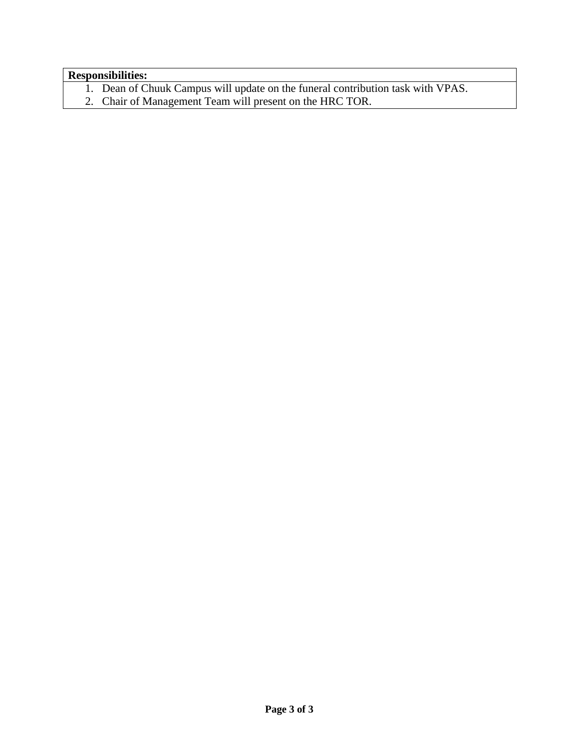**Responsibilities:**

1. Dean of Chuuk Campus will update on the funeral contribution task with VPAS.
2. Chair of Management Team will present on the HRC TOR.